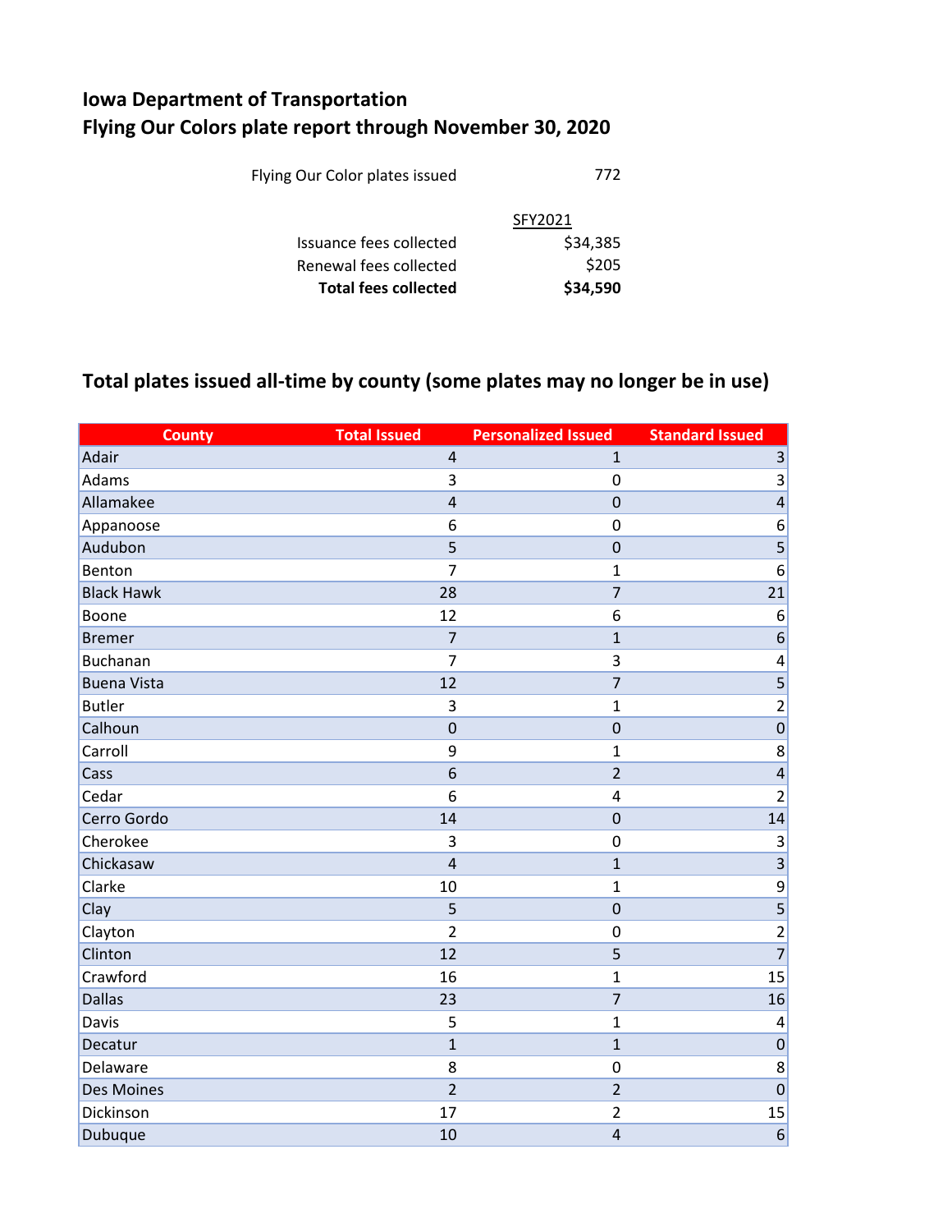# Iowa Department of Transportation
# Flying Our Colors plate report through November 30, 2020

| | |
|---|---|
| Flying Our Color plates issued | 772 |
| | SFY2021 |
| Issuance fees collected | $34,385 |
| Renewal fees collected | $205 |
| **Total fees collected** | **$34,590** |

## Total plates issued all-time by county (some plates may no longer be in use)

| County | Total Issued | Personalized Issued | Standard Issued |
|---|---|---|---|
| Adair | 4 | 1 | 3 |
| Adams | 3 | 0 | 3 |
| Allamakee | 4 | 0 | 4 |
| Appanoose | 6 | 0 | 6 |
| Audubon | 5 | 0 | 5 |
| Benton | 7 | 1 | 6 |
| Black Hawk | 28 | 7 | 21 |
| Boone | 12 | 6 | 6 |
| Bremer | 7 | 1 | 6 |
| Buchanan | 7 | 3 | 4 |
| Buena Vista | 12 | 7 | 5 |
| Butler | 3 | 1 | 2 |
| Calhoun | 0 | 0 | 0 |
| Carroll | 9 | 1 | 8 |
| Cass | 6 | 2 | 4 |
| Cedar | 6 | 4 | 2 |
| Cerro Gordo | 14 | 0 | 14 |
| Cherokee | 3 | 0 | 3 |
| Chickasaw | 4 | 1 | 3 |
| Clarke | 10 | 1 | 9 |
| Clay | 5 | 0 | 5 |
| Clayton | 2 | 0 | 2 |
| Clinton | 12 | 5 | 7 |
| Crawford | 16 | 1 | 15 |
| Dallas | 23 | 7 | 16 |
| Davis | 5 | 1 | 4 |
| Decatur | 1 | 1 | 0 |
| Delaware | 8 | 0 | 8 |
| Des Moines | 2 | 2 | 0 |
| Dickinson | 17 | 2 | 15 |
| Dubuque | 10 | 4 | 6 |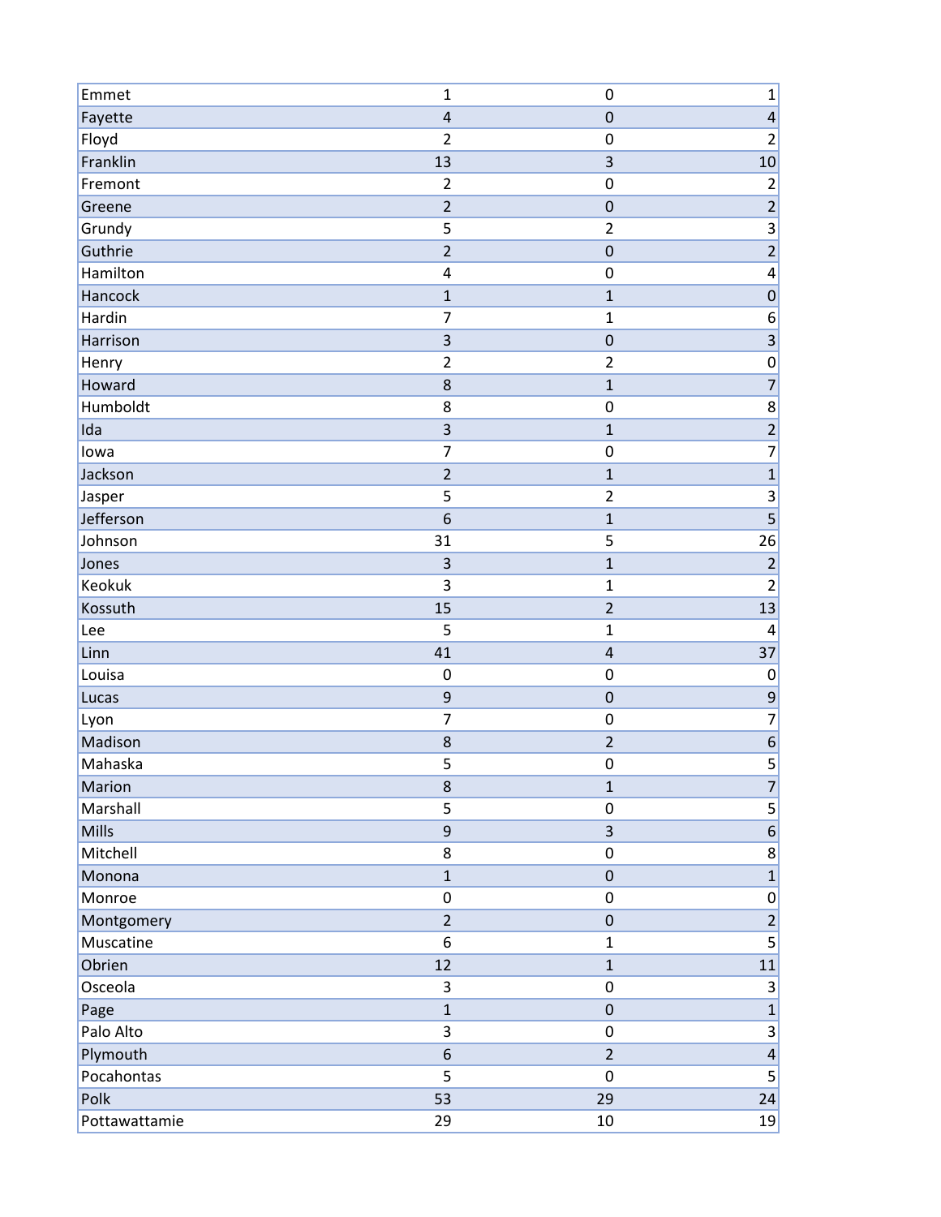| | | | |
|---|---|---|---|
| Emmet | 1 | 0 | 1 |
| Fayette | 4 | 0 | 4 |
| Floyd | 2 | 0 | 2 |
| Franklin | 13 | 3 | 10 |
| Fremont | 2 | 0 | 2 |
| Greene | 2 | 0 | 2 |
| Grundy | 5 | 2 | 3 |
| Guthrie | 2 | 0 | 2 |
| Hamilton | 4 | 0 | 4 |
| Hancock | 1 | 1 | 0 |
| Hardin | 7 | 1 | 6 |
| Harrison | 3 | 0 | 3 |
| Henry | 2 | 2 | 0 |
| Howard | 8 | 1 | 7 |
| Humboldt | 8 | 0 | 8 |
| Ida | 3 | 1 | 2 |
| Iowa | 7 | 0 | 7 |
| Jackson | 2 | 1 | 1 |
| Jasper | 5 | 2 | 3 |
| Jefferson | 6 | 1 | 5 |
| Johnson | 31 | 5 | 26 |
| Jones | 3 | 1 | 2 |
| Keokuk | 3 | 1 | 2 |
| Kossuth | 15 | 2 | 13 |
| Lee | 5 | 1 | 4 |
| Linn | 41 | 4 | 37 |
| Louisa | 0 | 0 | 0 |
| Lucas | 9 | 0 | 9 |
| Lyon | 7 | 0 | 7 |
| Madison | 8 | 2 | 6 |
| Mahaska | 5 | 0 | 5 |
| Marion | 8 | 1 | 7 |
| Marshall | 5 | 0 | 5 |
| Mills | 9 | 3 | 6 |
| Mitchell | 8 | 0 | 8 |
| Monona | 1 | 0 | 1 |
| Monroe | 0 | 0 | 0 |
| Montgomery | 2 | 0 | 2 |
| Muscatine | 6 | 1 | 5 |
| Obrien | 12 | 1 | 11 |
| Osceola | 3 | 0 | 3 |
| Page | 1 | 0 | 1 |
| Palo Alto | 3 | 0 | 3 |
| Plymouth | 6 | 2 | 4 |
| Pocahontas | 5 | 0 | 5 |
| Polk | 53 | 29 | 24 |
| Pottawattamie | 29 | 10 | 19 |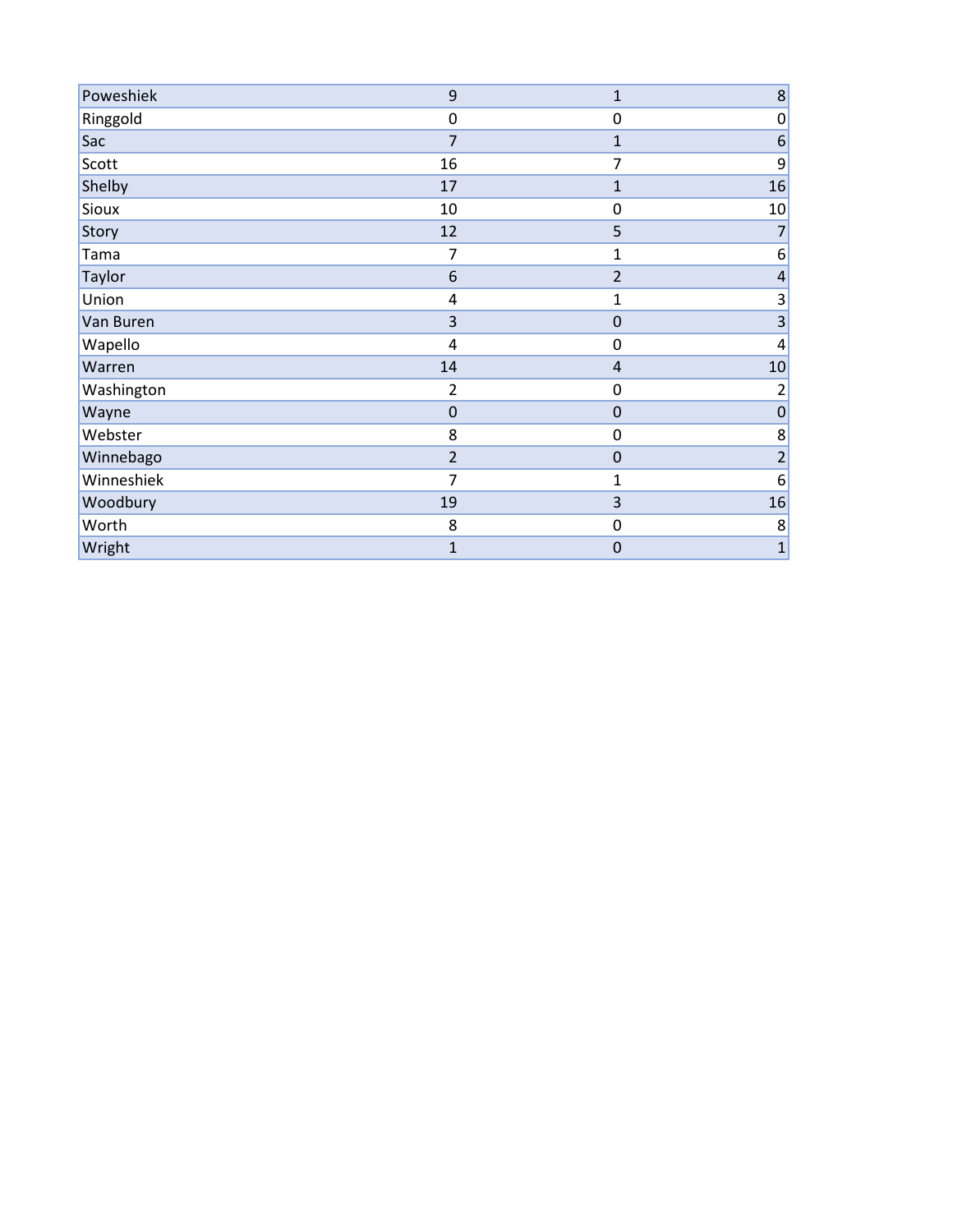| | | | |
|---|---|---|---|
| Poweshiek | 9 | 1 | 8 |
| Ringgold | 0 | 0 | 0 |
| Sac | 7 | 1 | 6 |
| Scott | 16 | 7 | 9 |
| Shelby | 17 | 1 | 16 |
| Sioux | 10 | 0 | 10 |
| Story | 12 | 5 | 7 |
| Tama | 7 | 1 | 6 |
| Taylor | 6 | 2 | 4 |
| Union | 4 | 1 | 3 |
| Van Buren | 3 | 0 | 3 |
| Wapello | 4 | 0 | 4 |
| Warren | 14 | 4 | 10 |
| Washington | 2 | 0 | 2 |
| Wayne | 0 | 0 | 0 |
| Webster | 8 | 0 | 8 |
| Winnebago | 2 | 0 | 2 |
| Winneshiek | 7 | 1 | 6 |
| Woodbury | 19 | 3 | 16 |
| Worth | 8 | 0 | 8 |
| Wright | 1 | 0 | 1 |